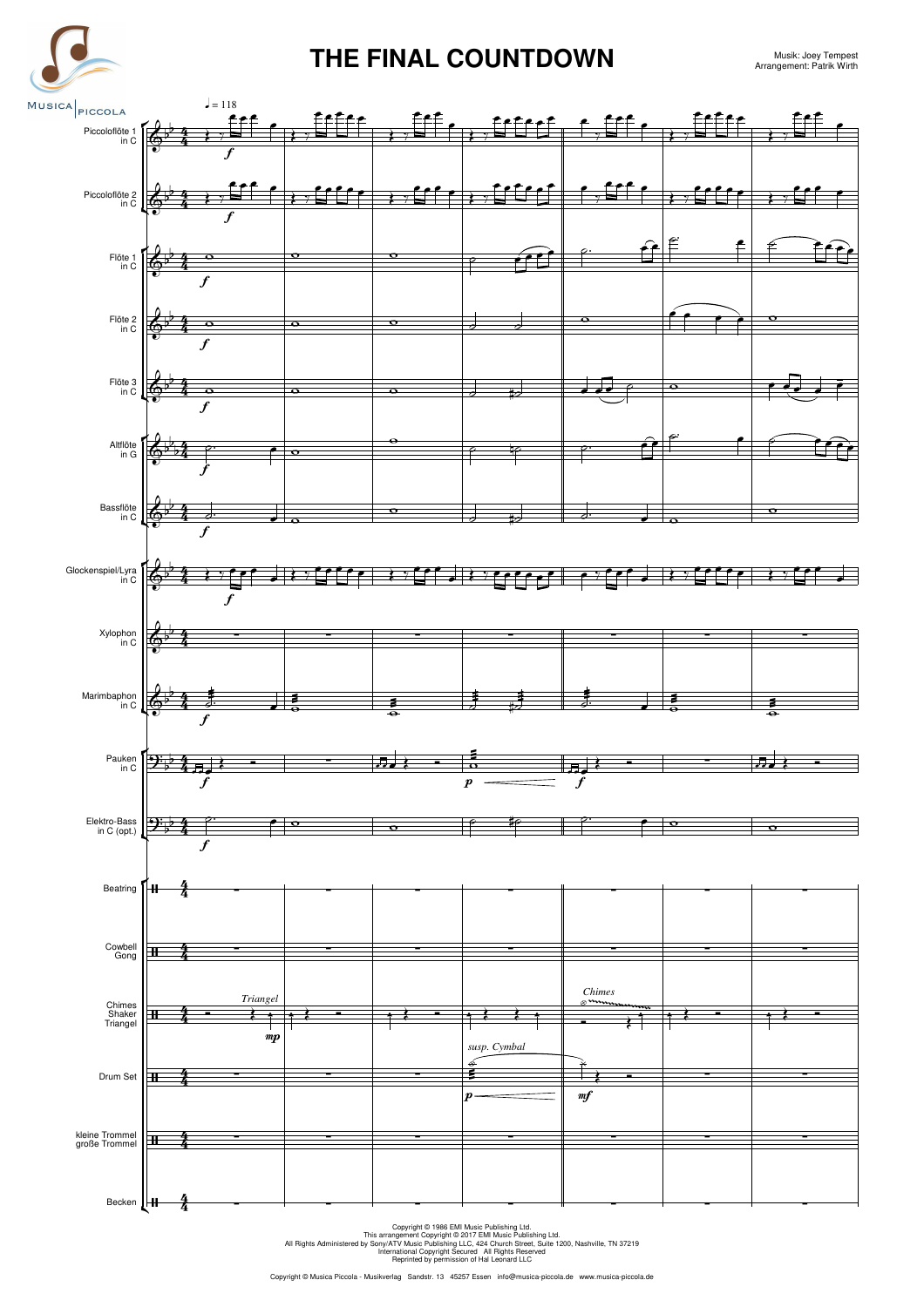# THE FINAL COUNTDOWN

Musik: Joey Tempest
Arrangement: Patrik Wirth

Copyright © 1986 EMI Music Publishing Ltd.
This arrangement Copyright © 2017 EMI Music Publishing Ltd.
All Rights Administered by Sony/ATV Music Publishing LLC, 424 Church Street, Suite 1200, Nashville, TN 37219
International Copyright Secured All Rights Reserved
Reprinted by permission of Hal Leonard LLC

Copyright © Musica Piccola - Musikverlag Sandstr. 13 45257 Essen info@musica-piccola.de www.musica-piccola.de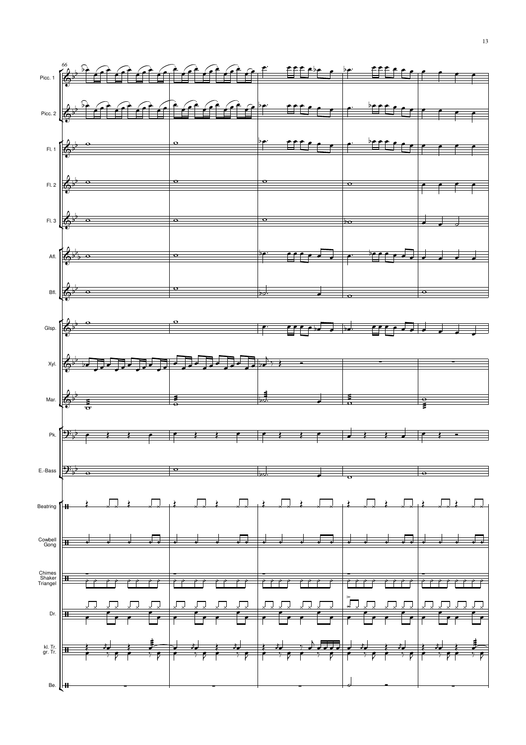66

Picc. 1

Picc. 2

Fl. 1

Fl. 2

Fl. 3

Afl.

Bfl.

Glsp.

Xyl.

Mar.

Pk.

E.-Bass

Beatring

Cowbell
Gong

Chimes
Shaker
Triangel

Dr.

kl. Tr.
gr. Tr.

Be.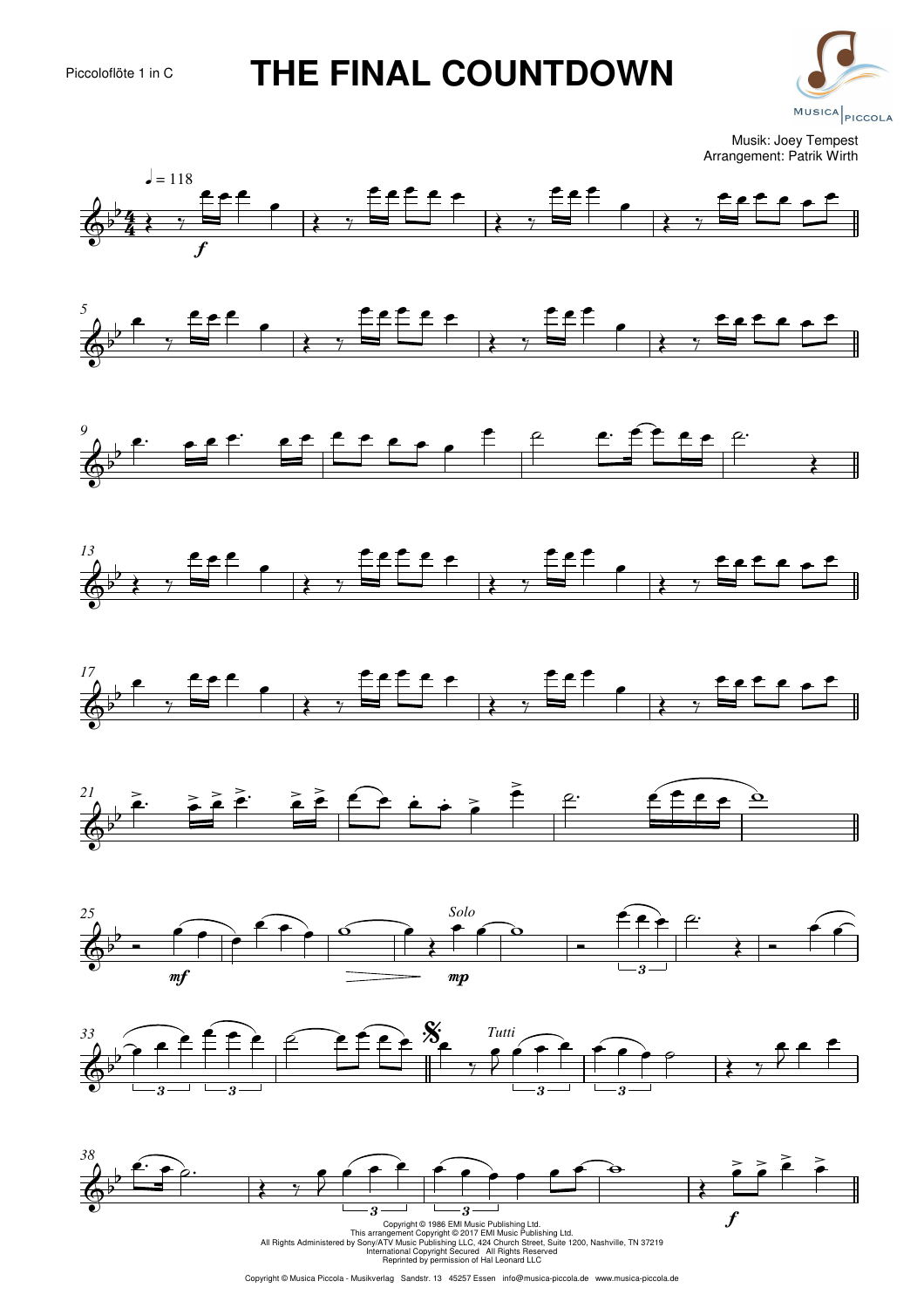Piccoloflöte 1 in C

# THE FINAL COUNTDOWN

Musik: Joey Tempest
Arrangement: Patrik Wirth

Copyright © 1986 EMI Music Publishing Ltd.
This arrangement Copyright © 2017 EMI Music Publishing Ltd.
All Rights Administered by Sony/ATV Music Publishing LLC, 424 Church Street, Suite 1200, Nashville, TN 37219
International Copyright Secured All Rights Reserved
Reprinted by permission of Hal Leonard LLC

Copyright © Musica Piccola - Musikverlag Sandstr. 13 45257 Essen info@musica-piccola.de www.musica-piccola.de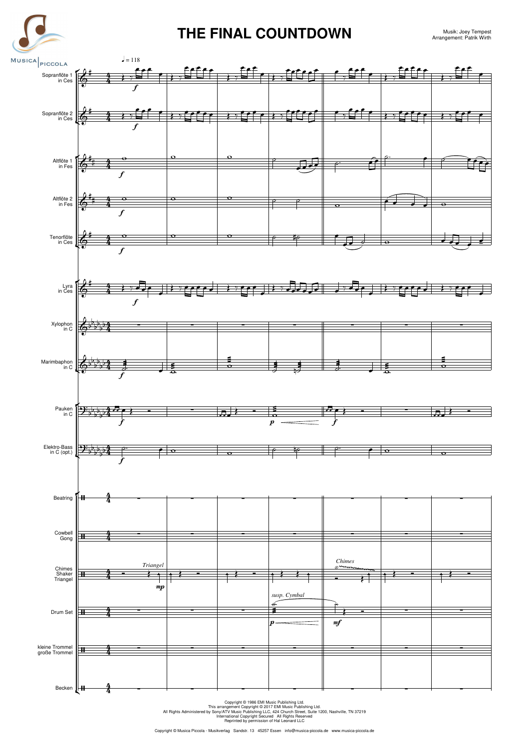# THE FINAL COUNTDOWN

Musik: Joey Tempest
Arrangement: Patrik Wirth

Copyright © 1986 EMI Music Publishing Ltd.
This arrangement Copyright © 2017 EMI Music Publishing Ltd.
All Rights Administered by Sony/ATV Music Publishing LLC, 424 Church Street, Suite 1200, Nashville, TN 37219
International Copyright Secured All Rights Reserved
Reprinted by permission of Hal Leonard LLC

Copyright © Musica Piccola - Musikverlag Sandstr. 13 45257 Essen info@musica-piccola.de www.musica-piccola.de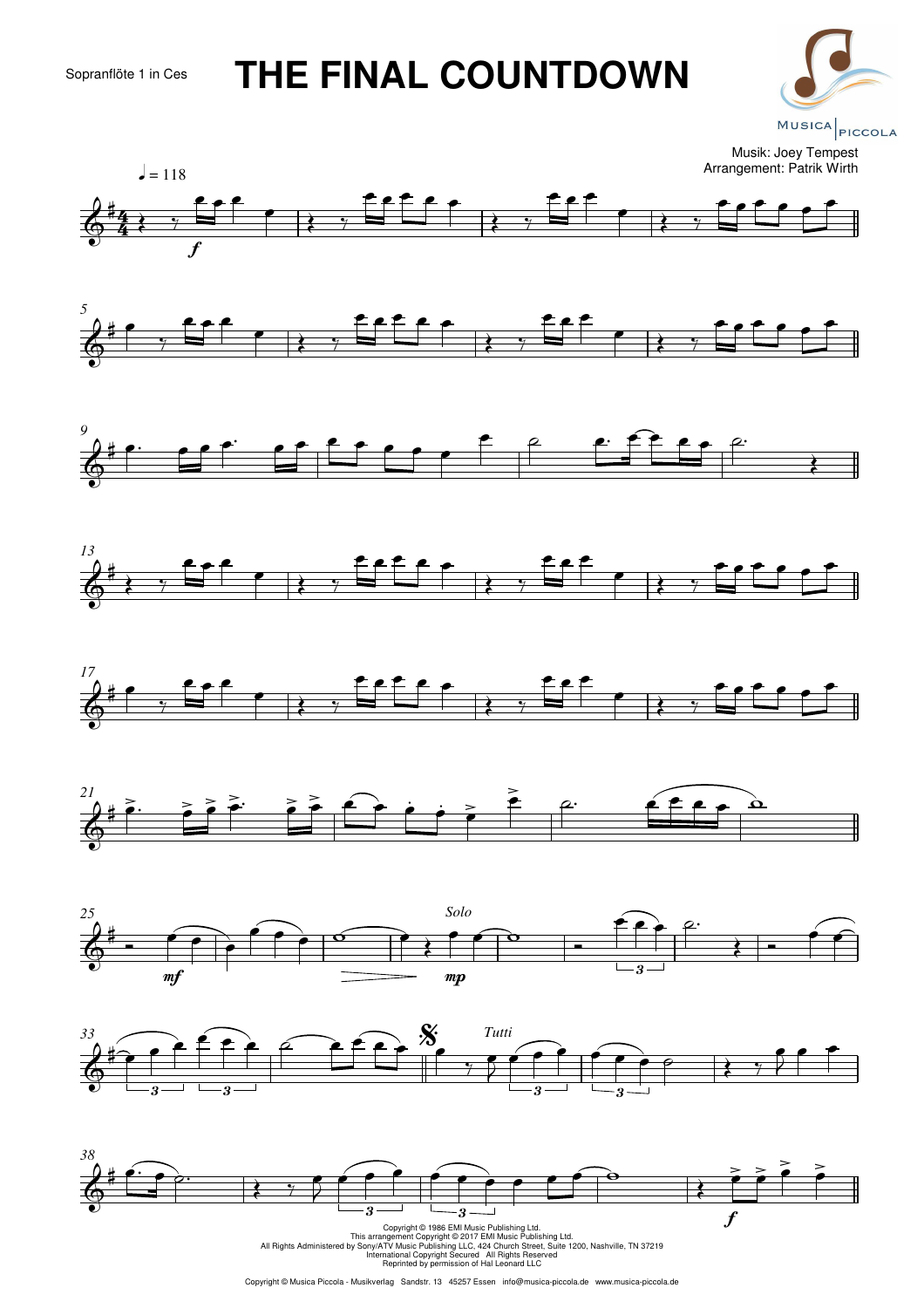Sopranflöte 1 in Ces

# THE FINAL COUNTDOWN

Musik: Joey Tempest
Arrangement: Patrik Wirth

Copyright © 1986 EMI Music Publishing Ltd.
This arrangement Copyright © 2017 EMI Music Publishing Ltd.
All Rights Administered by Sony/ATV Music Publishing LLC, 424 Church Street, Suite 1200, Nashville, TN 37219
International Copyright Secured All Rights Reserved
Reprinted by permission of Hal Leonard LLC

Copyright © Musica Piccola - Musikverlag Sandstr. 13 45257 Essen info@musica-piccola.de www.musica-piccola.de